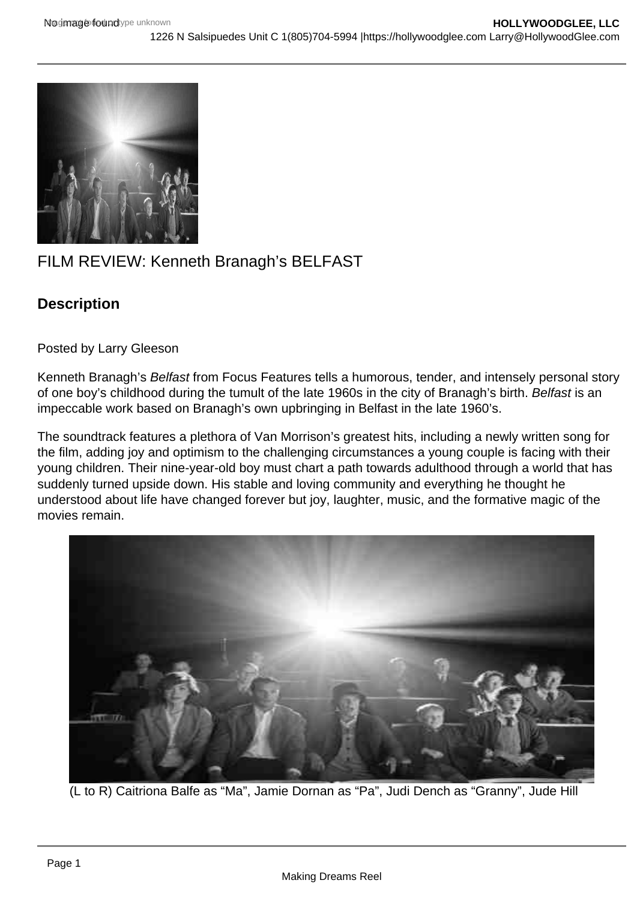# FILM REVIEW: Kenneth Branagh's BELFAST

## Description

Posted by Larry Gleeson

Kenneth Branagh's *Belfast* from Focus Features tells a humorous, tender, and intensely personal story of one boy's childhood during the tumult of the late 1960s in the city of Branagh's birth. *Belfast* is an impeccable work based on Branagh's own upbringing in Belfast in the late 1960's.

The soundtrack features a plethora of Van Morrison's greatest hits, including a newly written song for the film, adding joy and optimism to the challenging circumstances a young couple is facing with their young children. Their nine-year-old boy must chart a path towards adulthood through a world that has suddenly turned upside down. His stable and loving community and everything he thought he understood about life have changed forever but joy, laughter, music, and the formative magic of the movies remain.

(L to R) Caitriona Balfe as "Ma", Jamie Dornan as "Pa", Judi Dench as "Granny", Jude Hill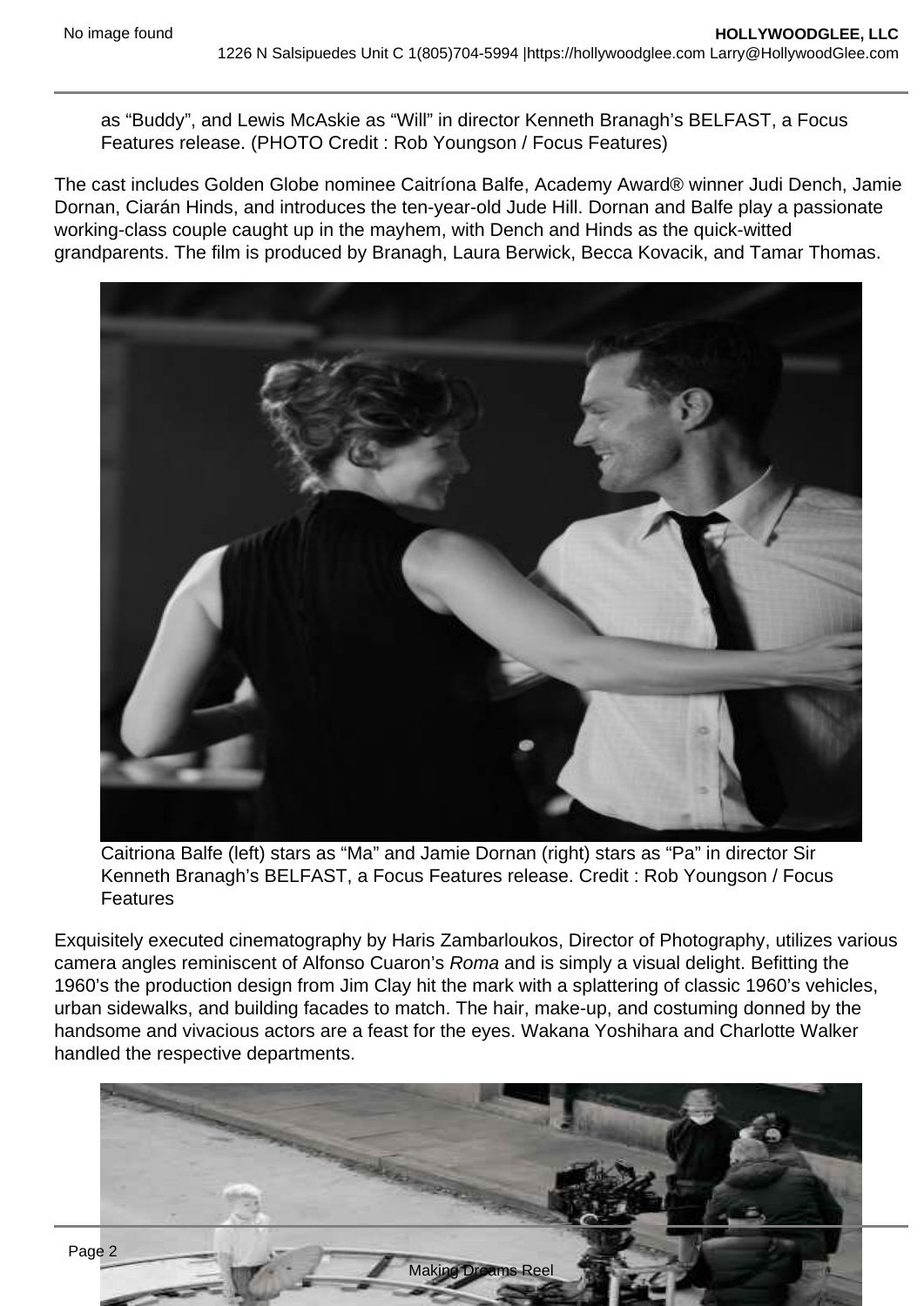as “Buddy”, and Lewis McAskie as “Will” in director Kenneth Branagh’s BELFAST, a Focus Features release. (PHOTO Credit : Rob Youngson / Focus Features)

The cast includes Golden Globe nominee Caitríona Balfe, Academy Award® winner Judi Dench, Jamie Dornan, Ciarán Hinds, and introduces the ten-year-old Jude Hill. Dornan and Balfe play a passionate working-class couple caught up in the mayhem, with Dench and Hinds as the quick-witted grandparents. The film is produced by Branagh, Laura Berwick, Becca Kovacik, and Tamar Thomas.

Caitriona Balfe (left) stars as “Ma” and Jamie Dornan (right) stars as “Pa” in director Sir Kenneth Branagh’s BELFAST, a Focus Features release. Credit : Rob Youngson / Focus Features

Exquisitely executed cinematography by Haris Zambarloukos, Director of Photography, utilizes various camera angles reminiscent of Alfonso Cuaron’s *Roma* and is simply a visual delight. Befitting the 1960’s the production design from Jim Clay hit the mark with a splattering of classic 1960’s vehicles, urban sidewalks, and building facades to match. The hair, make-up, and costuming donned by the handsome and vivacious actors are a feast for the eyes. Wakana Yoshihara and Charlotte Walker handled the respective departments.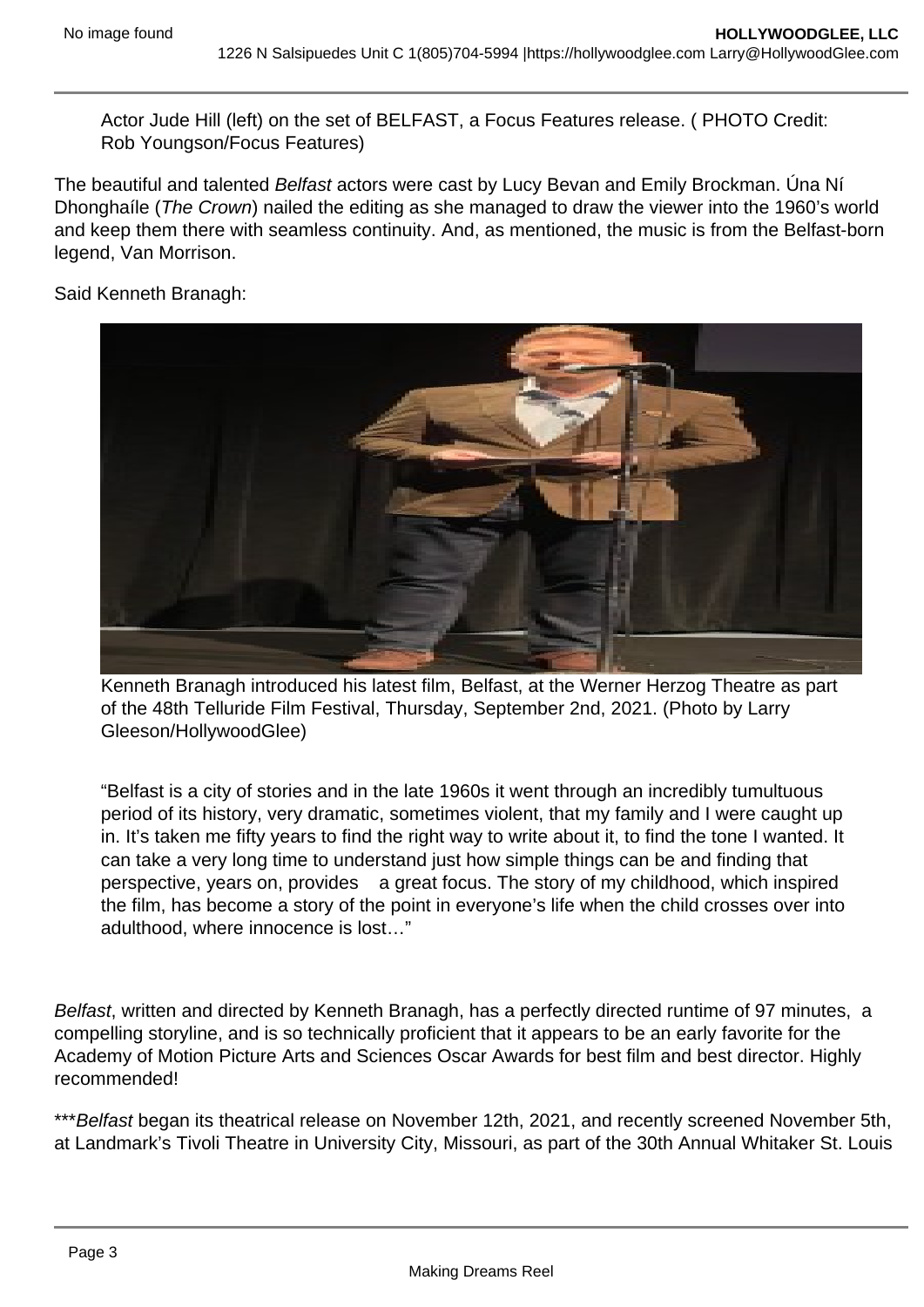Actor Jude Hill (left) on the set of BELFAST, a Focus Features release. ( PHOTO Credit: Rob Youngson/Focus Features)

The beautiful and talented *Belfast* actors were cast by Lucy Bevan and Emily Brockman. Úna Ní Dhonghaíle (*The Crown*) nailed the editing as she managed to draw the viewer into the 1960's world and keep them there with seamless continuity. And, as mentioned, the music is from the Belfast-born legend, Van Morrison.

Said Kenneth Branagh:

Kenneth Branagh introduced his latest film, Belfast, at the Werner Herzog Theatre as part of the 48th Telluride Film Festival, Thursday, September 2nd, 2021. (Photo by Larry Gleeson/HollywoodGlee)

> "Belfast is a city of stories and in the late 1960s it went through an incredibly tumultuous period of its history, very dramatic, sometimes violent, that my family and I were caught up in. It's taken me fifty years to find the right way to write about it, to find the tone I wanted. It can take a very long time to understand just how simple things can be and finding that perspective, years on, provides a great focus. The story of my childhood, which inspired the film, has become a story of the point in everyone's life when the child crosses over into adulthood, where innocence is lost…"

*Belfast*, written and directed by Kenneth Branagh, has a perfectly directed runtime of 97 minutes, a compelling storyline, and is so technically proficient that it appears to be an early favorite for the Academy of Motion Picture Arts and Sciences Oscar Awards for best film and best director. Highly recommended!

***\*Belfast* began its theatrical release on November 12th, 2021, and recently screened November 5th, at Landmark's Tivoli Theatre in University City, Missouri, as part of the 30th Annual Whitaker St. Louis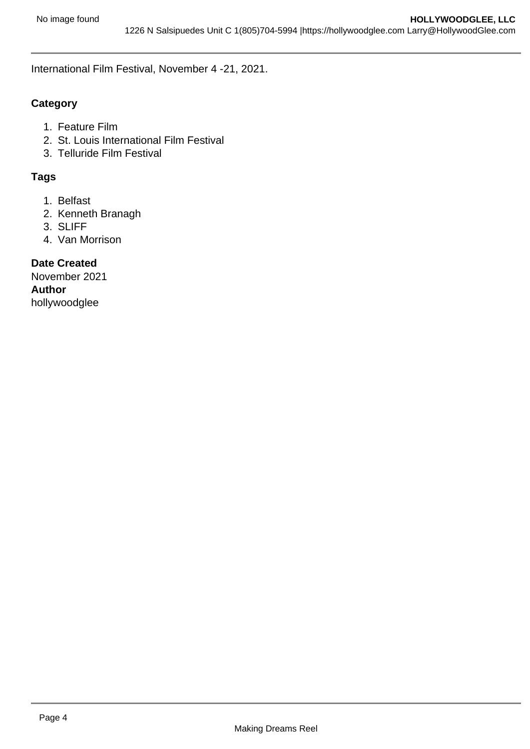International Film Festival, November 4 -21, 2021.

**Category**

1. Feature Film
2. St. Louis International Film Festival
3. Telluride Film Festival

**Tags**

1. Belfast
2. Kenneth Branagh
3. SLIFF
4. Van Morrison

**Date Created**
November 2021
**Author**
hollywoodglee